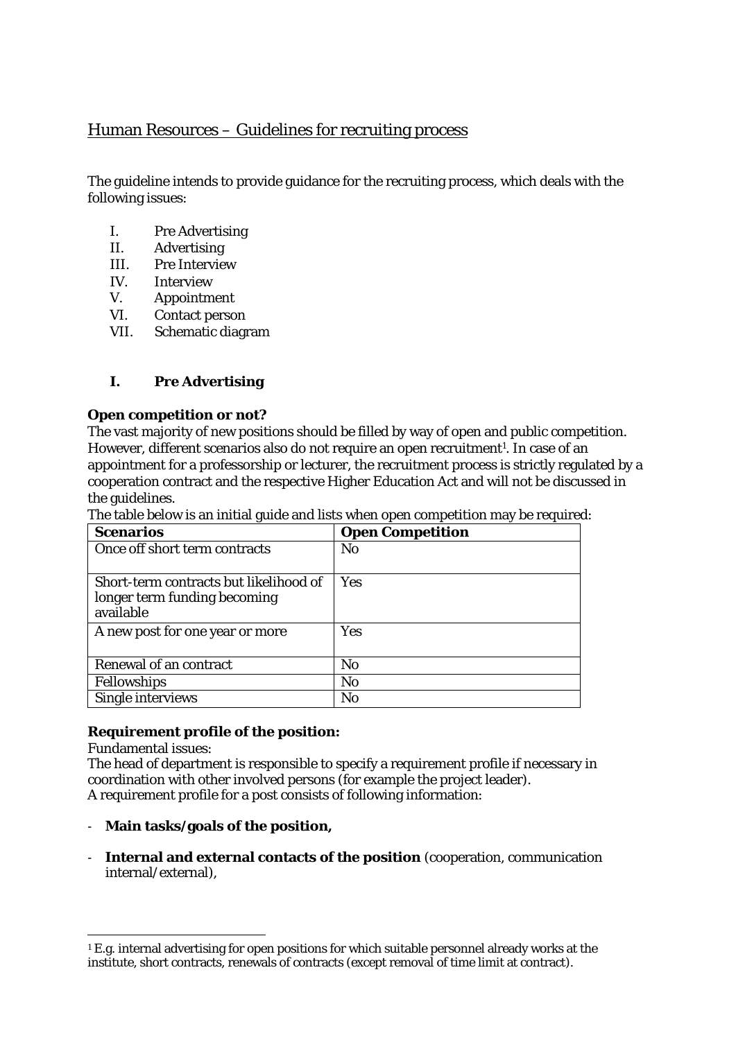# Human Resources – Guidelines for recruiting process

The guideline intends to provide guidance for the recruiting process, which deals with the following issues:

I. Pre Advertising
II. Advertising
III. Pre Interview
IV. Interview
V. Appointment
VI. Contact person
VII. Schematic diagram

## I. Pre Advertising

**Open competition or not?**

The vast majority of new positions should be filled by way of open and public competition. However, different scenarios also do not require an open recruitment[1]. In case of an appointment for a professorship or lecturer, the recruitment process is strictly regulated by a cooperation contract and the respective Higher Education Act and will not be discussed in the guidelines.

The table below is an initial guide and lists when open competition may be required:

| Scenarios | Open Competition |
|---|---|
| Once off short term contracts | No |
| Short-term contracts but likelihood of longer term funding becoming available | Yes |
| A new post for one year or more | Yes |
| Renewal of an contract | No |
| Fellowships | No |
| Single interviews | No |

**Requirement profile of the position:**

Fundamental issues:

The head of department is responsible to specify a requirement profile if necessary in coordination with other involved persons (for example the project leader).

A requirement profile for a post consists of following information:

- **Main tasks/goals of the position,**
- **Internal and external contacts of the position** (cooperation, communication internal/external),

[1] E.g. internal advertising for open positions for which suitable personnel already works at the institute, short contracts, renewals of contracts (except removal of time limit at contract).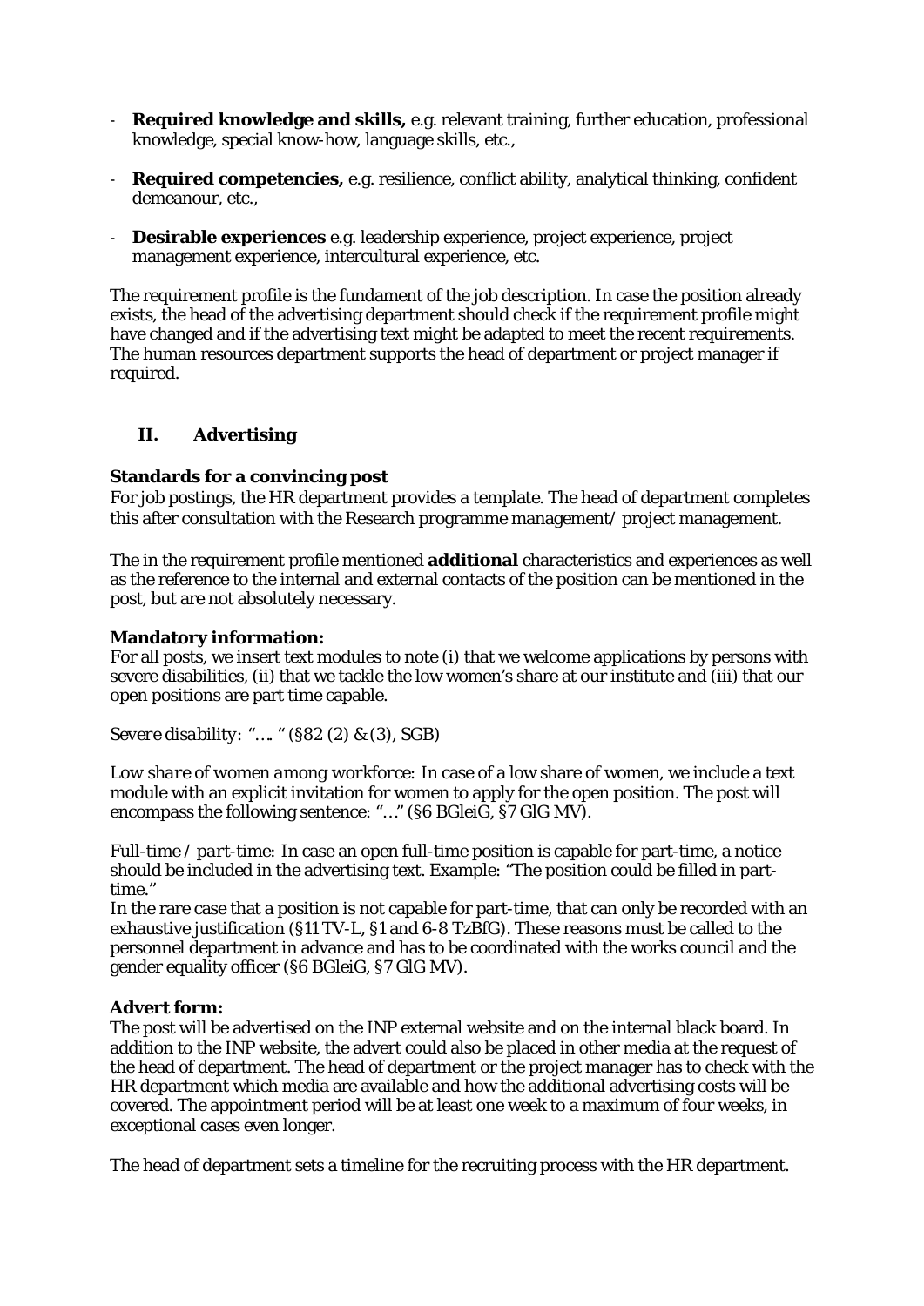- **Required knowledge and skills,** e.g. relevant training, further education, professional knowledge, special know-how, language skills, etc.,

- **Required competencies,** e.g. resilience, conflict ability, analytical thinking, confident demeanour, etc.,

- **Desirable experiences** e.g. leadership experience, project experience, project management experience, intercultural experience, etc.

The requirement profile is the fundament of the job description. In case the position already exists, the head of the advertising department should check if the requirement profile might have changed and if the advertising text might be adapted to meet the recent requirements. The human resources department supports the head of department or project manager if required.

## II. Advertising

**Standards for a convincing post**

For job postings, the HR department provides a template. The head of department completes this after consultation with the Research programme management/ project management.

The in the requirement profile mentioned **additional** characteristics and experiences as well as the reference to the internal and external contacts of the position can be mentioned in the post, but are not absolutely necessary.

**Mandatory information:**

For all posts, we insert text modules to note (i) that we welcome applications by persons with severe disabilities, (ii) that we tackle the low women's share at our institute and (iii) that our open positions are part time capable.

*Severe disability*: "…. " (§82 (2) & (3), SGB)

*Low share of women among workforce*: In case of a low share of women, we include a text module with an explicit invitation for women to apply for the open position. The post will encompass the following sentence: "…" (§6 BGleiG, §7 GlG MV).

*Full-time / part-time*: In case an open full-time position is capable for part-time, a notice should be included in the advertising text. Example: "The position could be filled in part-time."

In the rare case that a position is not capable for part-time, that can only be recorded with an exhaustive justification (§11 TV-L, §1 and 6-8 TzBfG). These reasons must be called to the personnel department in advance and has to be coordinated with the works council and the gender equality officer (§6 BGleiG, §7 GlG MV).

**Advert form:**

The post will be advertised on the INP external website and on the internal black board. In addition to the INP website, the advert could also be placed in other media at the request of the head of department. The head of department or the project manager has to check with the HR department which media are available and how the additional advertising costs will be covered. The appointment period will be at least one week to a maximum of four weeks, in exceptional cases even longer.

The head of department sets a timeline for the recruiting process with the HR department.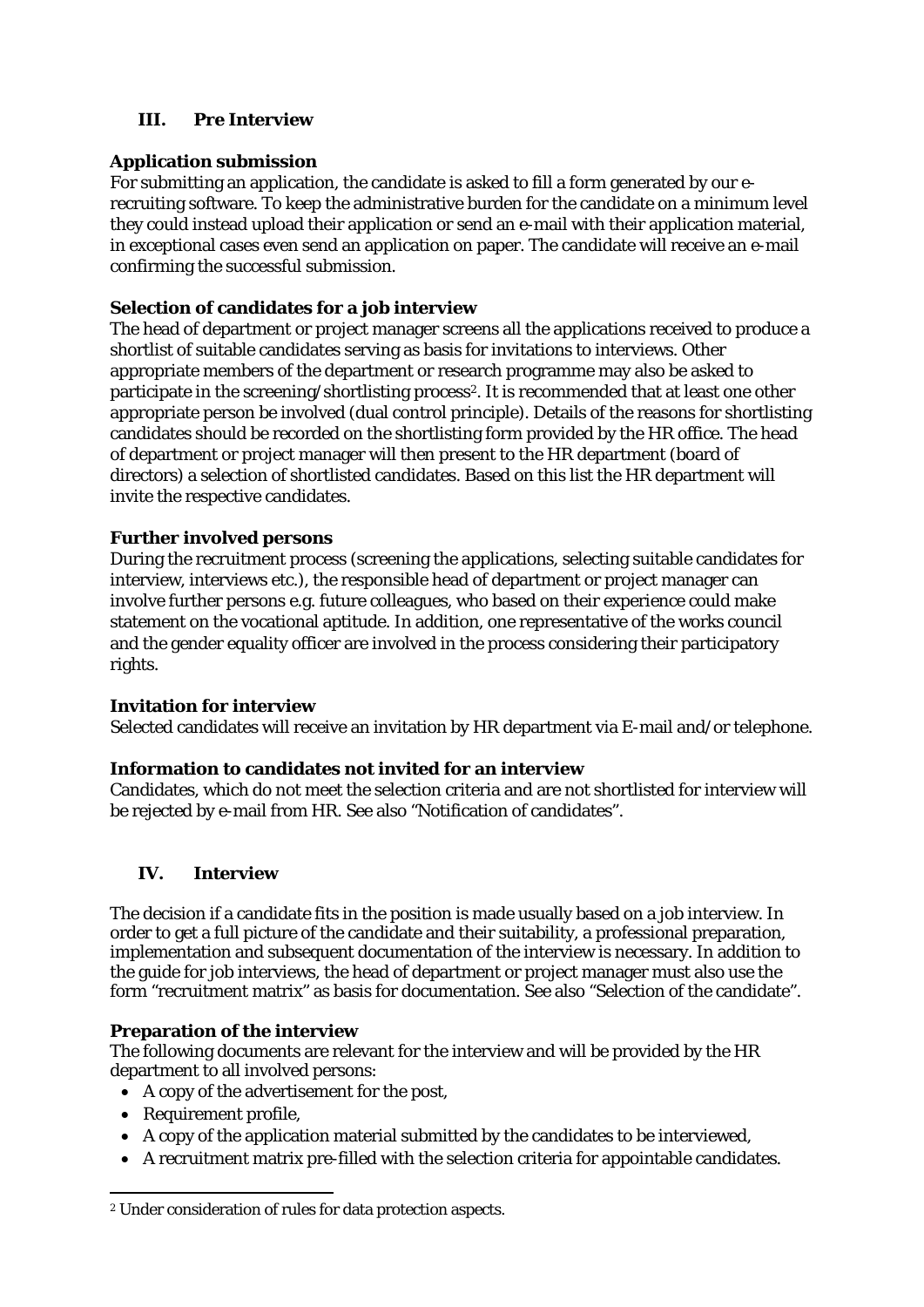## III. Pre Interview

### Application submission

For submitting an application, the candidate is asked to fill a form generated by our e-recruiting software. To keep the administrative burden for the candidate on a minimum level they could instead upload their application or send an e-mail with their application material, in exceptional cases even send an application on paper. The candidate will receive an e-mail confirming the successful submission.

### Selection of candidates for a job interview

The head of department or project manager screens all the applications received to produce a shortlist of suitable candidates serving as basis for invitations to interviews. Other appropriate members of the department or research programme may also be asked to participate in the screening/shortlisting process[2]. It is recommended that at least one other appropriate person be involved (dual control principle). Details of the reasons for shortlisting candidates should be recorded on the shortlisting form provided by the HR office. The head of department or project manager will then present to the HR department (board of directors) a selection of shortlisted candidates. Based on this list the HR department will invite the respective candidates.

### Further involved persons

During the recruitment process (screening the applications, selecting suitable candidates for interview, interviews etc.), the responsible head of department or project manager can involve further persons e.g. future colleagues, who based on their experience could make statement on the vocational aptitude. In addition, one representative of the works council and the gender equality officer are involved in the process considering their participatory rights.

### Invitation for interview

Selected candidates will receive an invitation by HR department via E-mail and/or telephone.

### Information to candidates not invited for an interview

Candidates, which do not meet the selection criteria and are not shortlisted for interview will be rejected by e-mail from HR. See also "Notification of candidates".

## IV. Interview

The decision if a candidate fits in the position is made usually based on a job interview. In order to get a full picture of the candidate and their suitability, a professional preparation, implementation and subsequent documentation of the interview is necessary. In addition to the guide for job interviews, the head of department or project manager must also use the form "recruitment matrix" as basis for documentation. See also "Selection of the candidate".

### Preparation of the interview

The following documents are relevant for the interview and will be provided by the HR department to all involved persons:

- A copy of the advertisement for the post,
- Requirement profile,
- A copy of the application material submitted by the candidates to be interviewed,
- A recruitment matrix pre-filled with the selection criteria for appointable candidates.

---

[2] Under consideration of rules for data protection aspects.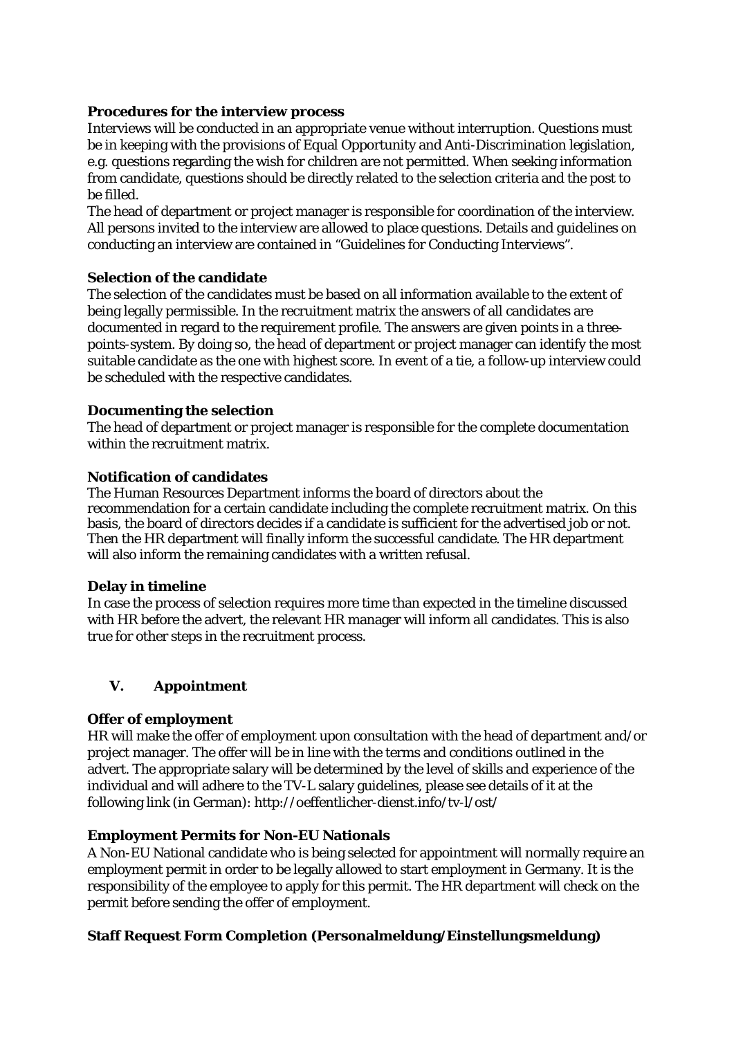**Procedures for the interview process**

Interviews will be conducted in an appropriate venue without interruption. Questions must be in keeping with the provisions of Equal Opportunity and Anti-Discrimination legislation, e.g. questions regarding the wish for children are not permitted. When seeking information from candidate, questions should be directly related to the selection criteria and the post to be filled.

The head of department or project manager is responsible for coordination of the interview. All persons invited to the interview are allowed to place questions. Details and guidelines on conducting an interview are contained in "Guidelines for Conducting Interviews".

**Selection of the candidate**

The selection of the candidates must be based on all information available to the extent of being legally permissible. In the recruitment matrix the answers of all candidates are documented in regard to the requirement profile. The answers are given points in a three-points-system. By doing so, the head of department or project manager can identify the most suitable candidate as the one with highest score. In event of a tie, a follow-up interview could be scheduled with the respective candidates.

**Documenting the selection**

The head of department or project manager is responsible for the complete documentation within the recruitment matrix.

**Notification of candidates**

The Human Resources Department informs the board of directors about the recommendation for a certain candidate including the complete recruitment matrix. On this basis, the board of directors decides if a candidate is sufficient for the advertised job or not. Then the HR department will finally inform the successful candidate. The HR department will also inform the remaining candidates with a written refusal.

**Delay in timeline**

In case the process of selection requires more time than expected in the timeline discussed with HR before the advert, the relevant HR manager will inform all candidates. This is also true for other steps in the recruitment process.

## V. Appointment

**Offer of employment**

HR will make the offer of employment upon consultation with the head of department and/or project manager. The offer will be in line with the terms and conditions outlined in the advert. The appropriate salary will be determined by the level of skills and experience of the individual and will adhere to the TV-L salary guidelines, please see details of it at the following link (in German): http://oeffentlicher-dienst.info/tv-l/ost/

**Employment Permits for Non-EU Nationals**

A Non-EU National candidate who is being selected for appointment will normally require an employment permit in order to be legally allowed to start employment in Germany. It is the responsibility of the employee to apply for this permit. The HR department will check on the permit before sending the offer of employment.

**Staff Request Form Completion (Personalmeldung/Einstellungsmeldung)**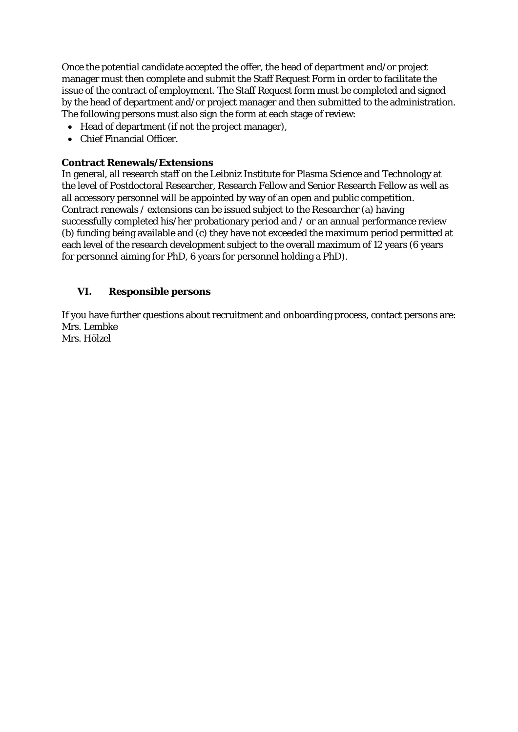Once the potential candidate accepted the offer, the head of department and/or project manager must then complete and submit the Staff Request Form in order to facilitate the issue of the contract of employment. The Staff Request form must be completed and signed by the head of department and/or project manager and then submitted to the administration. The following persons must also sign the form at each stage of review:

- Head of department (if not the project manager),
- Chief Financial Officer.

**Contract Renewals/Extensions**

In general, all research staff on the Leibniz Institute for Plasma Science and Technology at the level of Postdoctoral Researcher, Research Fellow and Senior Research Fellow as well as all accessory personnel will be appointed by way of an open and public competition. Contract renewals / extensions can be issued subject to the Researcher (a) having successfully completed his/her probationary period and / or an annual performance review (b) funding being available and (c) they have not exceeded the maximum period permitted at each level of the research development subject to the overall maximum of 12 years (6 years for personnel aiming for PhD, 6 years for personnel holding a PhD).

## VI. Responsible persons

If you have further questions about recruitment and onboarding process, contact persons are:
Mrs. Lembke
Mrs. Hölzel